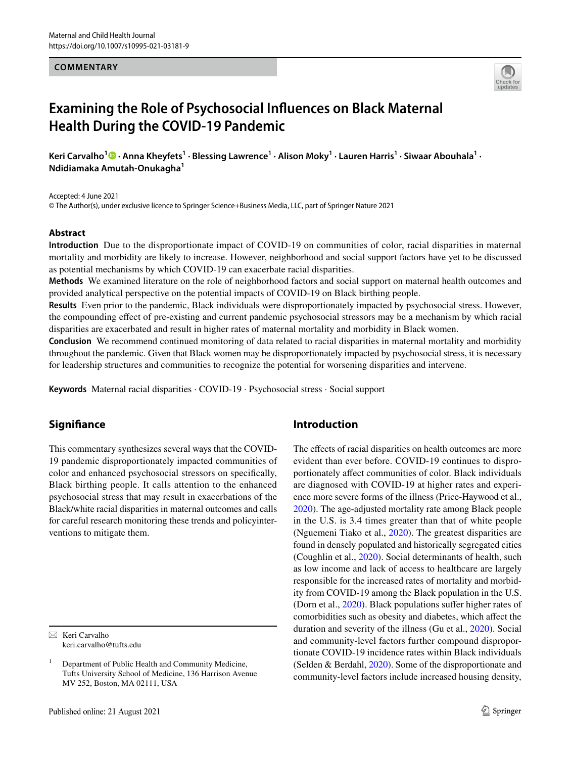COMMENTARY

# Examining the Role of Psychosocial Influences on Black Maternal Health During the COVID-19 Pandemic

**Keri Carvalho[1] · Anna Kheyfets[1] · Blessing Lawrence[1] · Alison Moky[1] · Lauren Harris[1] · Siwaar Abouhala[1] · Ndidiamaka Amutah-Onukagha[1]**

Accepted: 4 June 2021
© The Author(s), under exclusive licence to Springer Science+Business Media, LLC, part of Springer Nature 2021

## Abstract

**Introduction** Due to the disproportionate impact of COVID-19 on communities of color, racial disparities in maternal mortality and morbidity are likely to increase. However, neighborhood and social support factors have yet to be discussed as potential mechanisms by which COVID-19 can exacerbate racial disparities.

**Methods** We examined literature on the role of neighborhood factors and social support on maternal health outcomes and provided analytical perspective on the potential impacts of COVID-19 on Black birthing people.

**Results** Even prior to the pandemic, Black individuals were disproportionately impacted by psychosocial stress. However, the compounding effect of pre-existing and current pandemic psychosocial stressors may be a mechanism by which racial disparities are exacerbated and result in higher rates of maternal mortality and morbidity in Black women.

**Conclusion** We recommend continued monitoring of data related to racial disparities in maternal mortality and morbidity throughout the pandemic. Given that Black women may be disproportionately impacted by psychosocial stress, it is necessary for leadership structures and communities to recognize the potential for worsening disparities and intervene.

**Keywords** Maternal racial disparities · COVID-19 · Psychosocial stress · Social support

## Significance

This commentary synthesizes several ways that the COVID-19 pandemic disproportionately impacted communities of color and enhanced psychosocial stressors on specifically, Black birthing people. It calls attention to the enhanced psychosocial stress that may result in exacerbations of the Black/white racial disparities in maternal outcomes and calls for careful research monitoring these trends and policyinterventions to mitigate them.

✉ Keri Carvalho
keri.carvalho@tufts.edu

[1] Department of Public Health and Community Medicine, Tufts University School of Medicine, 136 Harrison Avenue MV 252, Boston, MA 02111, USA

## Introduction

The effects of racial disparities on health outcomes are more evident than ever before. COVID-19 continues to disproportionately affect communities of color. Black individuals are diagnosed with COVID-19 at higher rates and experience more severe forms of the illness (Price-Haywood et al., 2020). The age-adjusted mortality rate among Black people in the U.S. is 3.4 times greater than that of white people (Nguemeni Tiako et al., 2020). The greatest disparities are found in densely populated and historically segregated cities (Coughlin et al., 2020). Social determinants of health, such as low income and lack of access to healthcare are largely responsible for the increased rates of mortality and morbidity from COVID-19 among the Black population in the U.S. (Dorn et al., 2020). Black populations suffer higher rates of comorbidities such as obesity and diabetes, which affect the duration and severity of the illness (Gu et al., 2020). Social and community-level factors further compound disproportionate COVID-19 incidence rates within Black individuals (Selden & Berdahl, 2020). Some of the disproportionate and community-level factors include increased housing density,

Published online: 21 August 2021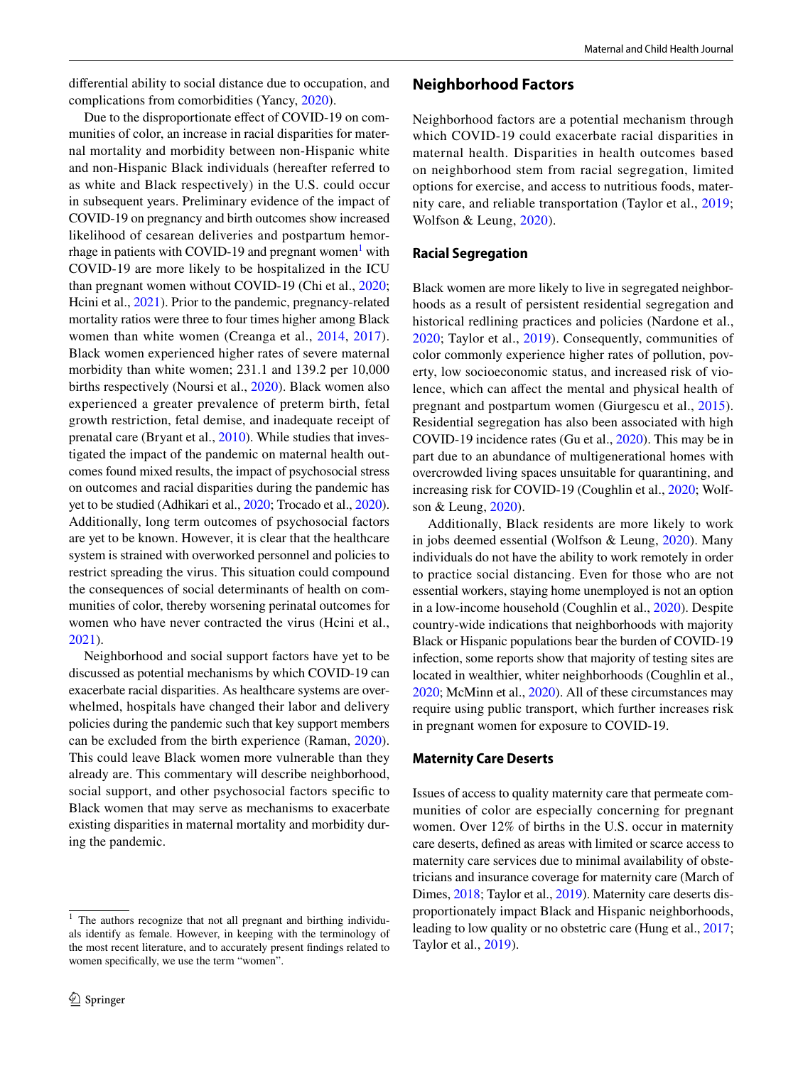differential ability to social distance due to occupation, and complications from comorbidities (Yancy, 2020).

Due to the disproportionate effect of COVID-19 on communities of color, an increase in racial disparities for maternal mortality and morbidity between non-Hispanic white and non-Hispanic Black individuals (hereafter referred to as white and Black respectively) in the U.S. could occur in subsequent years. Preliminary evidence of the impact of COVID-19 on pregnancy and birth outcomes show increased likelihood of cesarean deliveries and postpartum hemorrhage in patients with COVID-19 and pregnant women[1] with COVID-19 are more likely to be hospitalized in the ICU than pregnant women without COVID-19 (Chi et al., 2020; Hcini et al., 2021). Prior to the pandemic, pregnancy-related mortality ratios were three to four times higher among Black women than white women (Creanga et al., 2014, 2017). Black women experienced higher rates of severe maternal morbidity than white women; 231.1 and 139.2 per 10,000 births respectively (Noursi et al., 2020). Black women also experienced a greater prevalence of preterm birth, fetal growth restriction, fetal demise, and inadequate receipt of prenatal care (Bryant et al., 2010). While studies that investigated the impact of the pandemic on maternal health outcomes found mixed results, the impact of psychosocial stress on outcomes and racial disparities during the pandemic has yet to be studied (Adhikari et al., 2020; Trocado et al., 2020). Additionally, long term outcomes of psychosocial factors are yet to be known. However, it is clear that the healthcare system is strained with overworked personnel and policies to restrict spreading the virus. This situation could compound the consequences of social determinants of health on communities of color, thereby worsening perinatal outcomes for women who have never contracted the virus (Hcini et al., 2021).

Neighborhood and social support factors have yet to be discussed as potential mechanisms by which COVID-19 can exacerbate racial disparities. As healthcare systems are overwhelmed, hospitals have changed their labor and delivery policies during the pandemic such that key support members can be excluded from the birth experience (Raman, 2020). This could leave Black women more vulnerable than they already are. This commentary will describe neighborhood, social support, and other psychosocial factors specific to Black women that may serve as mechanisms to exacerbate existing disparities in maternal mortality and morbidity during the pandemic.

[1] The authors recognize that not all pregnant and birthing individuals identify as female. However, in keeping with the terminology of the most recent literature, and to accurately present findings related to women specifically, we use the term "women".

## Neighborhood Factors

Neighborhood factors are a potential mechanism through which COVID-19 could exacerbate racial disparities in maternal health. Disparities in health outcomes based on neighborhood stem from racial segregation, limited options for exercise, and access to nutritious foods, maternity care, and reliable transportation (Taylor et al., 2019; Wolfson & Leung, 2020).

### Racial Segregation

Black women are more likely to live in segregated neighborhoods as a result of persistent residential segregation and historical redlining practices and policies (Nardone et al., 2020; Taylor et al., 2019). Consequently, communities of color commonly experience higher rates of pollution, poverty, low socioeconomic status, and increased risk of violence, which can affect the mental and physical health of pregnant and postpartum women (Giurgescu et al., 2015). Residential segregation has also been associated with high COVID-19 incidence rates (Gu et al., 2020). This may be in part due to an abundance of multigenerational homes with overcrowded living spaces unsuitable for quarantining, and increasing risk for COVID-19 (Coughlin et al., 2020; Wolfson & Leung, 2020).

Additionally, Black residents are more likely to work in jobs deemed essential (Wolfson & Leung, 2020). Many individuals do not have the ability to work remotely in order to practice social distancing. Even for those who are not essential workers, staying home unemployed is not an option in a low-income household (Coughlin et al., 2020). Despite country-wide indications that neighborhoods with majority Black or Hispanic populations bear the burden of COVID-19 infection, some reports show that majority of testing sites are located in wealthier, whiter neighborhoods (Coughlin et al., 2020; McMinn et al., 2020). All of these circumstances may require using public transport, which further increases risk in pregnant women for exposure to COVID-19.

### Maternity Care Deserts

Issues of access to quality maternity care that permeate communities of color are especially concerning for pregnant women. Over 12% of births in the U.S. occur in maternity care deserts, defined as areas with limited or scarce access to maternity care services due to minimal availability of obstetricians and insurance coverage for maternity care (March of Dimes, 2018; Taylor et al., 2019). Maternity care deserts disproportionately impact Black and Hispanic neighborhoods, leading to low quality or no obstetric care (Hung et al., 2017; Taylor et al., 2019).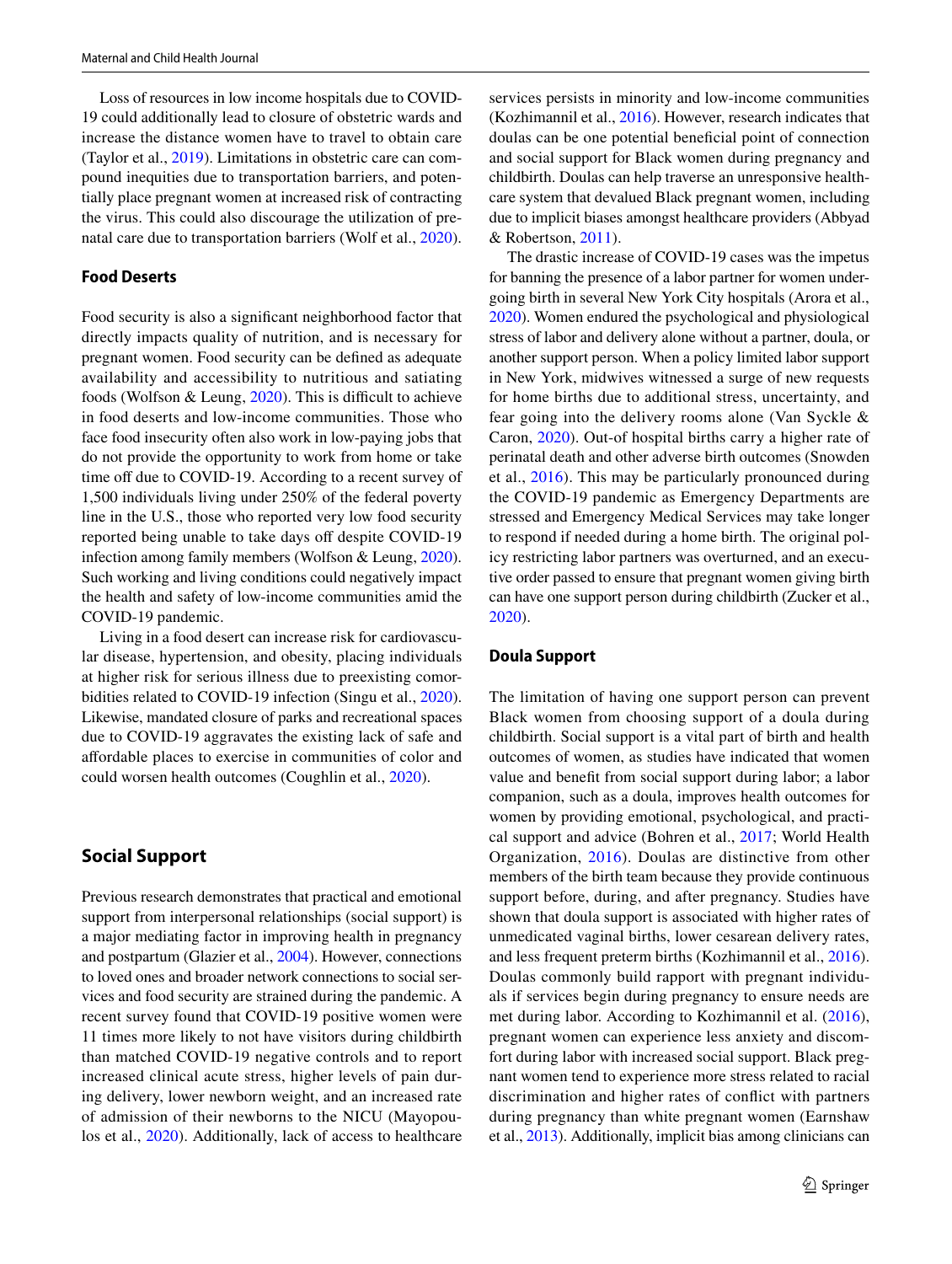Loss of resources in low income hospitals due to COVID-19 could additionally lead to closure of obstetric wards and increase the distance women have to travel to obtain care (Taylor et al., 2019). Limitations in obstetric care can compound inequities due to transportation barriers, and potentially place pregnant women at increased risk of contracting the virus. This could also discourage the utilization of prenatal care due to transportation barriers (Wolf et al., 2020).

### Food Deserts

Food security is also a significant neighborhood factor that directly impacts quality of nutrition, and is necessary for pregnant women. Food security can be defined as adequate availability and accessibility to nutritious and satiating foods (Wolfson & Leung, 2020). This is difficult to achieve in food deserts and low-income communities. Those who face food insecurity often also work in low-paying jobs that do not provide the opportunity to work from home or take time off due to COVID-19. According to a recent survey of 1,500 individuals living under 250% of the federal poverty line in the U.S., those who reported very low food security reported being unable to take days off despite COVID-19 infection among family members (Wolfson & Leung, 2020). Such working and living conditions could negatively impact the health and safety of low-income communities amid the COVID-19 pandemic.

Living in a food desert can increase risk for cardiovascular disease, hypertension, and obesity, placing individuals at higher risk for serious illness due to preexisting comorbidities related to COVID-19 infection (Singu et al., 2020). Likewise, mandated closure of parks and recreational spaces due to COVID-19 aggravates the existing lack of safe and affordable places to exercise in communities of color and could worsen health outcomes (Coughlin et al., 2020).

## Social Support

Previous research demonstrates that practical and emotional support from interpersonal relationships (social support) is a major mediating factor in improving health in pregnancy and postpartum (Glazier et al., 2004). However, connections to loved ones and broader network connections to social services and food security are strained during the pandemic. A recent survey found that COVID-19 positive women were 11 times more likely to not have visitors during childbirth than matched COVID-19 negative controls and to report increased clinical acute stress, higher levels of pain during delivery, lower newborn weight, and an increased rate of admission of their newborns to the NICU (Mayopoulos et al., 2020). Additionally, lack of access to healthcare services persists in minority and low-income communities (Kozhimannil et al., 2016). However, research indicates that doulas can be one potential beneficial point of connection and social support for Black women during pregnancy and childbirth. Doulas can help traverse an unresponsive healthcare system that devalued Black pregnant women, including due to implicit biases amongst healthcare providers (Abbyad & Robertson, 2011).

The drastic increase of COVID-19 cases was the impetus for banning the presence of a labor partner for women undergoing birth in several New York City hospitals (Arora et al., 2020). Women endured the psychological and physiological stress of labor and delivery alone without a partner, doula, or another support person. When a policy limited labor support in New York, midwives witnessed a surge of new requests for home births due to additional stress, uncertainty, and fear going into the delivery rooms alone (Van Syckle & Caron, 2020). Out-of hospital births carry a higher rate of perinatal death and other adverse birth outcomes (Snowden et al., 2016). This may be particularly pronounced during the COVID-19 pandemic as Emergency Departments are stressed and Emergency Medical Services may take longer to respond if needed during a home birth. The original policy restricting labor partners was overturned, and an executive order passed to ensure that pregnant women giving birth can have one support person during childbirth (Zucker et al., 2020).

### Doula Support

The limitation of having one support person can prevent Black women from choosing support of a doula during childbirth. Social support is a vital part of birth and health outcomes of women, as studies have indicated that women value and benefit from social support during labor; a labor companion, such as a doula, improves health outcomes for women by providing emotional, psychological, and practical support and advice (Bohren et al., 2017; World Health Organization, 2016). Doulas are distinctive from other members of the birth team because they provide continuous support before, during, and after pregnancy. Studies have shown that doula support is associated with higher rates of unmedicated vaginal births, lower cesarean delivery rates, and less frequent preterm births (Kozhimannil et al., 2016). Doulas commonly build rapport with pregnant individuals if services begin during pregnancy to ensure needs are met during labor. According to Kozhimannil et al. (2016), pregnant women can experience less anxiety and discomfort during labor with increased social support. Black pregnant women tend to experience more stress related to racial discrimination and higher rates of conflict with partners during pregnancy than white pregnant women (Earnshaw et al., 2013). Additionally, implicit bias among clinicians can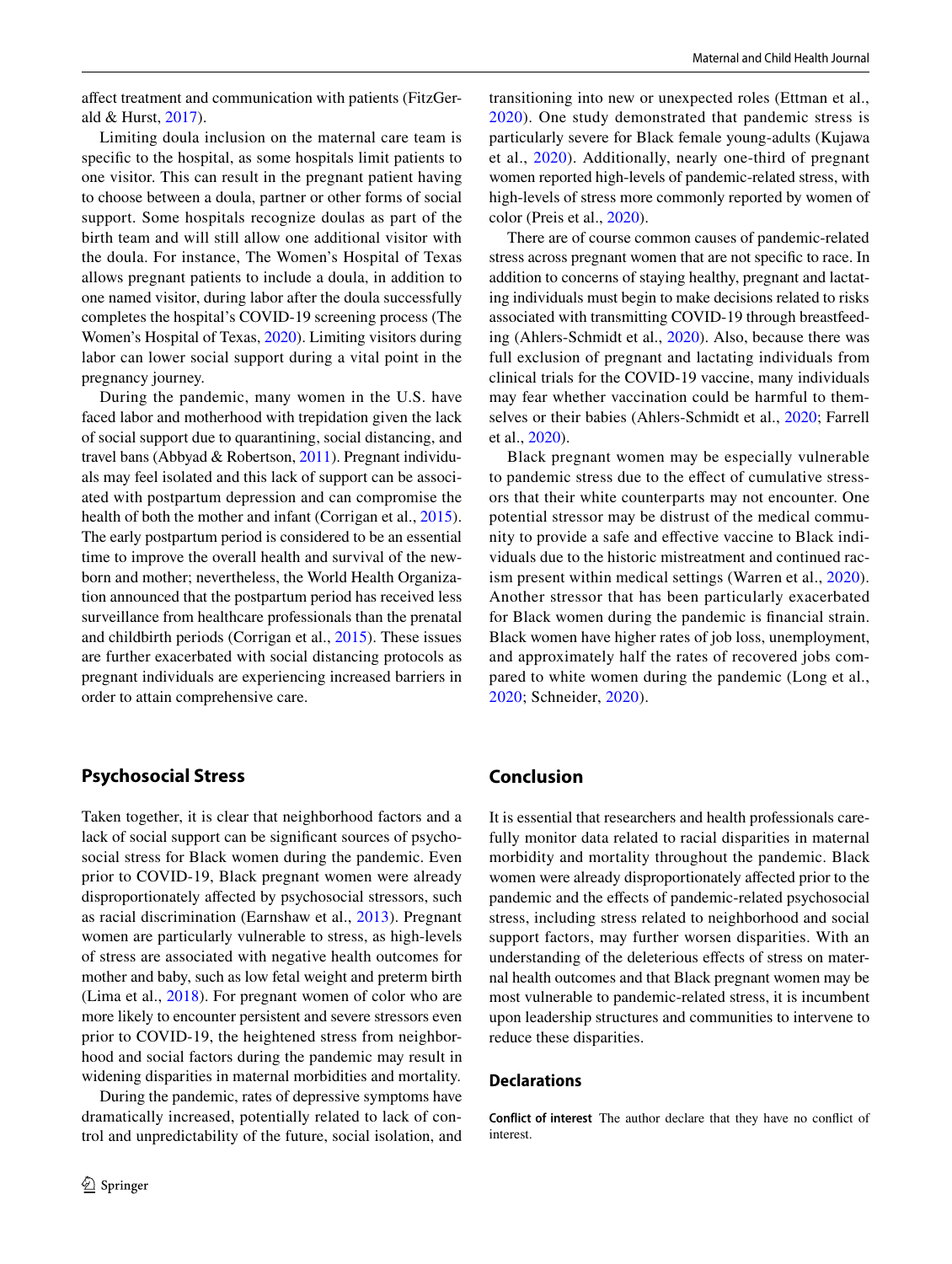affect treatment and communication with patients (FitzGerald & Hurst, 2017).

Limiting doula inclusion on the maternal care team is specific to the hospital, as some hospitals limit patients to one visitor. This can result in the pregnant patient having to choose between a doula, partner or other forms of social support. Some hospitals recognize doulas as part of the birth team and will still allow one additional visitor with the doula. For instance, The Women's Hospital of Texas allows pregnant patients to include a doula, in addition to one named visitor, during labor after the doula successfully completes the hospital's COVID-19 screening process (The Women's Hospital of Texas, 2020). Limiting visitors during labor can lower social support during a vital point in the pregnancy journey.

During the pandemic, many women in the U.S. have faced labor and motherhood with trepidation given the lack of social support due to quarantining, social distancing, and travel bans (Abbyad & Robertson, 2011). Pregnant individuals may feel isolated and this lack of support can be associated with postpartum depression and can compromise the health of both the mother and infant (Corrigan et al., 2015). The early postpartum period is considered to be an essential time to improve the overall health and survival of the newborn and mother; nevertheless, the World Health Organization announced that the postpartum period has received less surveillance from healthcare professionals than the prenatal and childbirth periods (Corrigan et al., 2015). These issues are further exacerbated with social distancing protocols as pregnant individuals are experiencing increased barriers in order to attain comprehensive care.

## Psychosocial Stress

Taken together, it is clear that neighborhood factors and a lack of social support can be significant sources of psychosocial stress for Black women during the pandemic. Even prior to COVID-19, Black pregnant women were already disproportionately affected by psychosocial stressors, such as racial discrimination (Earnshaw et al., 2013). Pregnant women are particularly vulnerable to stress, as high-levels of stress are associated with negative health outcomes for mother and baby, such as low fetal weight and preterm birth (Lima et al., 2018). For pregnant women of color who are more likely to encounter persistent and severe stressors even prior to COVID-19, the heightened stress from neighborhood and social factors during the pandemic may result in widening disparities in maternal morbidities and mortality.

During the pandemic, rates of depressive symptoms have dramatically increased, potentially related to lack of control and unpredictability of the future, social isolation, and transitioning into new or unexpected roles (Ettman et al., 2020). One study demonstrated that pandemic stress is particularly severe for Black female young-adults (Kujawa et al., 2020). Additionally, nearly one-third of pregnant women reported high-levels of pandemic-related stress, with high-levels of stress more commonly reported by women of color (Preis et al., 2020).

There are of course common causes of pandemic-related stress across pregnant women that are not specific to race. In addition to concerns of staying healthy, pregnant and lactating individuals must begin to make decisions related to risks associated with transmitting COVID-19 through breastfeeding (Ahlers-Schmidt et al., 2020). Also, because there was full exclusion of pregnant and lactating individuals from clinical trials for the COVID-19 vaccine, many individuals may fear whether vaccination could be harmful to themselves or their babies (Ahlers-Schmidt et al., 2020; Farrell et al., 2020).

Black pregnant women may be especially vulnerable to pandemic stress due to the effect of cumulative stressors that their white counterparts may not encounter. One potential stressor may be distrust of the medical community to provide a safe and effective vaccine to Black individuals due to the historic mistreatment and continued racism present within medical settings (Warren et al., 2020). Another stressor that has been particularly exacerbated for Black women during the pandemic is financial strain. Black women have higher rates of job loss, unemployment, and approximately half the rates of recovered jobs compared to white women during the pandemic (Long et al., 2020; Schneider, 2020).

## Conclusion

It is essential that researchers and health professionals carefully monitor data related to racial disparities in maternal morbidity and mortality throughout the pandemic. Black women were already disproportionately affected prior to the pandemic and the effects of pandemic-related psychosocial stress, including stress related to neighborhood and social support factors, may further worsen disparities. With an understanding of the deleterious effects of stress on maternal health outcomes and that Black pregnant women may be most vulnerable to pandemic-related stress, it is incumbent upon leadership structures and communities to intervene to reduce these disparities.

### Declarations

**Conflict of interest** The author declare that they have no conflict of interest.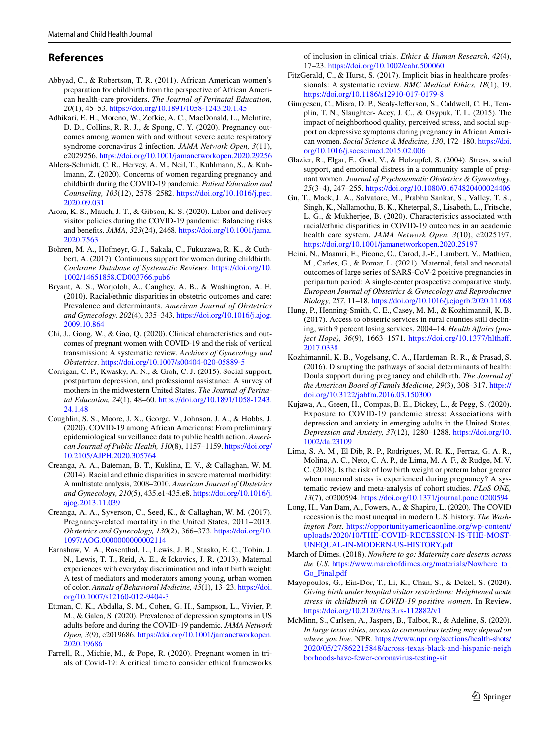## References

Abbyad, C., & Robertson, T. R. (2011). African American women's preparation for childbirth from the perspective of African American health-care providers. *The Journal of Perinatal Education, 20*(1), 45–53. https://doi.org/10.1891/1058-1243.20.1.45

Adhikari, E. H., Moreno, W., Zofkie, A. C., MacDonald, L., McIntire, D. D., Collins, R. R. J., & Spong, C. Y. (2020). Pregnancy outcomes among women with and without severe acute respiratory syndrome coronavirus 2 infection. *JAMA Network Open, 3*(11), e2029256. https://doi.org/10.1001/jamanetworkopen.2020.29256

Ahlers-Schmidt, C. R., Hervey, A. M., Neil, T., Kuhlmann, S., & Kuhlmann, Z. (2020). Concerns of women regarding pregnancy and childbirth during the COVID-19 pandemic. *Patient Education and Counseling, 103*(12), 2578–2582. https://doi.org/10.1016/j.pec.2020.09.031

Arora, K. S., Mauch, J. T., & Gibson, K. S. (2020). Labor and delivery visitor policies during the COVID-19 pandemic: Balancing risks and benefits. *JAMA, 323*(24), 2468. https://doi.org/10.1001/jama.2020.7563

Bohren, M. A., Hofmeyr, G. J., Sakala, C., Fukuzawa, R. K., & Cuthbert, A. (2017). Continuous support for women during childbirth. *Cochrane Database of Systematic Reviews*. https://doi.org/10.1002/14651858.CD003766.pub6

Bryant, A. S., Worjoloh, A., Caughey, A. B., & Washington, A. E. (2010). Racial/ethnic disparities in obstetric outcomes and care: Prevalence and determinants. *American Journal of Obstetrics and Gynecology, 202*(4), 335–343. https://doi.org/10.1016/j.ajog.2009.10.864

Chi, J., Gong, W., & Gao, Q. (2020). Clinical characteristics and outcomes of pregnant women with COVID-19 and the risk of vertical transmission: A systematic review. *Archives of Gynecology and Obstetrics*. https://doi.org/10.1007/s00404-020-05889-5

Corrigan, C. P., Kwasky, A. N., & Groh, C. J. (2015). Social support, postpartum depression, and professional assistance: A survey of mothers in the midwestern United States. *The Journal of Perinatal Education, 24*(1), 48–60. https://doi.org/10.1891/1058-1243.24.1.48

Coughlin, S. S., Moore, J. X., George, V., Johnson, J. A., & Hobbs, J. (2020). COVID-19 among African Americans: From preliminary epidemiological surveillance data to public health action. *American Journal of Public Health, 110*(8), 1157–1159. https://doi.org/10.2105/AJPH.2020.305764

Creanga, A. A., Bateman, B. T., Kuklina, E. V., & Callaghan, W. M. (2014). Racial and ethnic disparities in severe maternal morbidity: A multistate analysis, 2008–2010. *American Journal of Obstetrics and Gynecology, 210*(5), 435.e1-435.e8. https://doi.org/10.1016/j.ajog.2013.11.039

Creanga, A. A., Syverson, C., Seed, K., & Callaghan, W. M. (2017). Pregnancy-related mortality in the United States, 2011–2013. *Obstetrics and Gynecology, 130*(2), 366–373. https://doi.org/10.1097/AOG.0000000000002114

Earnshaw, V. A., Rosenthal, L., Lewis, J. B., Stasko, E. C., Tobin, J. N., Lewis, T. T., Reid, A. E., & Ickovics, J. R. (2013). Maternal experiences with everyday discrimination and infant birth weight: A test of mediators and moderators among young, urban women of color. *Annals of Behavioral Medicine, 45*(1), 13–23. https://doi.org/10.1007/s12160-012-9404-3

Ettman, C. K., Abdalla, S. M., Cohen, G. H., Sampson, L., Vivier, P. M., & Galea, S. (2020). Prevalence of depression symptoms in US adults before and during the COVID-19 pandemic. *JAMA Network Open, 3*(9), e2019686. https://doi.org/10.1001/jamanetworkopen.2020.19686

Farrell, R., Michie, M., & Pope, R. (2020). Pregnant women in trials of Covid-19: A critical time to consider ethical frameworks of inclusion in clinical trials. *Ethics & Human Research, 42*(4), 17–23. https://doi.org/10.1002/eahr.500060

FitzGerald, C., & Hurst, S. (2017). Implicit bias in healthcare professionals: A systematic review. *BMC Medical Ethics, 18*(1), 19. https://doi.org/10.1186/s12910-017-0179-8

Giurgescu, C., Misra, D. P., Sealy-Jefferson, S., Caldwell, C. H., Templin, T. N., Slaughter- Acey, J. C., & Osypuk, T. L. (2015). The impact of neighborhood quality, perceived stress, and social support on depressive symptoms during pregnancy in African American women. *Social Science & Medicine, 130*, 172–180. https://doi.org/10.1016/j.socscimed.2015.02.006

Glazier, R., Elgar, F., Goel, V., & Holzapfel, S. (2004). Stress, social support, and emotional distress in a community sample of pregnant women. *Journal of Psychosomatic Obstetrics & Gynecology, 25*(3–4), 247–255. https://doi.org/10.1080/01674820400024406

Gu, T., Mack, J. A., Salvatore, M., Prabhu Sankar, S., Valley, T. S., Singh, K., Nallamothu, B. K., Kheterpal, S., Lisabeth, L., Fritsche, L. G., & Mukherjee, B. (2020). Characteristics associated with racial/ethnic disparities in COVID-19 outcomes in an academic health care system. *JAMA Network Open, 3*(10), e2025197. https://doi.org/10.1001/jamanetworkopen.2020.25197

Hcini, N., Maamri, F., Picone, O., Carod, J.-F., Lambert, V., Mathieu, M., Carles, G., & Pomar, L. (2021). Maternal, fetal and neonatal outcomes of large series of SARS-CoV-2 positive pregnancies in peripartum period: A single-center prospective comparative study. *European Journal of Obstetrics & Gynecology and Reproductive Biology, 257*, 11–18. https://doi.org/10.1016/j.ejogrb.2020.11.068

Hung, P., Henning-Smith, C. E., Casey, M. M., & Kozhimannil, K. B. (2017). Access to obstetric services in rural counties still declining, with 9 percent losing services, 2004–14. *Health Affairs (project Hope), 36*(9), 1663–1671. https://doi.org/10.1377/hlthaff.2017.0338

Kozhimannil, K. B., Vogelsang, C. A., Hardeman, R. R., & Prasad, S. (2016). Disrupting the pathways of social determinants of health: Doula support during pregnancy and childbirth. *The Journal of the American Board of Family Medicine, 29*(3), 308–317. https://doi.org/10.3122/jabfm.2016.03.150300

Kujawa, A., Green, H., Compas, B. E., Dickey, L., & Pegg, S. (2020). Exposure to COVID-19 pandemic stress: Associations with depression and anxiety in emerging adults in the United States. *Depression and Anxiety, 37*(12), 1280–1288. https://doi.org/10.1002/da.23109

Lima, S. A. M., El Dib, R. P., Rodrigues, M. R. K., Ferraz, G. A. R., Molina, A. C., Neto, C. A. P., de Lima, M. A. F., & Rudge, M. V. C. (2018). Is the risk of low birth weight or preterm labor greater when maternal stress is experienced during pregnancy? A systematic review and meta-analysis of cohort studies. *PLoS ONE, 13*(7), e0200594. https://doi.org/10.1371/journal.pone.0200594

Long, H., Van Dam, A., Fowers, A., & Shapiro, L. (2020). The COVID recession is the most unequal in modern U.S. history. *The Washington Post*. https://opportunityamericaonline.org/wp-content/uploads/2020/10/THE-COVID-RECESSION-IS-THE-MOST-UNEQUAL-IN-MODERN-US-HISTORY.pdf

March of Dimes. (2018). *Nowhere to go: Maternity care deserts across the U.S.* https://www.marchofdimes.org/materials/Nowhere_to_Go_Final.pdf

Mayopoulos, G., Ein-Dor, T., Li, K., Chan, S., & Dekel, S. (2020). *Giving birth under hospital visitor restrictions: Heightened acute stress in childbirth in COVID-19 positive women*. In Review. https://doi.org/10.21203/rs.3.rs-112882/v1

McMinn, S., Carlsen, A., Jaspers, B., Talbot, R., & Adeline, S. (2020). *In large texas cities, access to coronavirus testing may depend on where you live*. NPR. https://www.npr.org/sections/health-shots/2020/05/27/862215848/across-texas-black-and-hispanic-neighborhoods-have-fewer-coronavirus-testing-sit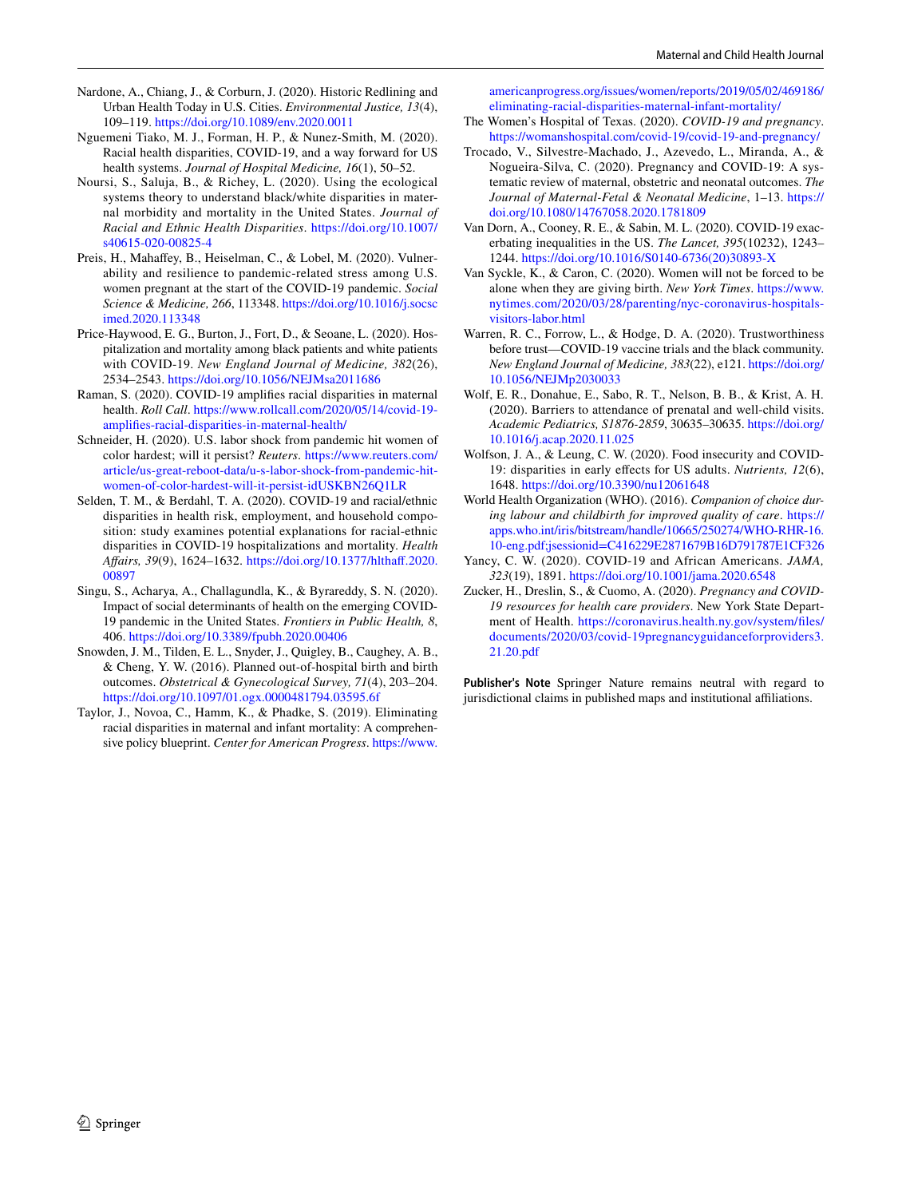Nardone, A., Chiang, J., & Corburn, J. (2020). Historic Redlining and Urban Health Today in U.S. Cities. *Environmental Justice, 13*(4), 109–119. https://doi.org/10.1089/env.2020.0011

Nguemeni Tiako, M. J., Forman, H. P., & Nunez-Smith, M. (2020). Racial health disparities, COVID-19, and a way forward for US health systems. *Journal of Hospital Medicine, 16*(1), 50–52.

Noursi, S., Saluja, B., & Richey, L. (2020). Using the ecological systems theory to understand black/white disparities in maternal morbidity and mortality in the United States. *Journal of Racial and Ethnic Health Disparities*. https://doi.org/10.1007/s40615-020-00825-4

Preis, H., Mahaffey, B., Heiselman, C., & Lobel, M. (2020). Vulnerability and resilience to pandemic-related stress among U.S. women pregnant at the start of the COVID-19 pandemic. *Social Science & Medicine, 266*, 113348. https://doi.org/10.1016/j.socscimed.2020.113348

Price-Haywood, E. G., Burton, J., Fort, D., & Seoane, L. (2020). Hospitalization and mortality among black patients and white patients with COVID-19. *New England Journal of Medicine, 382*(26), 2534–2543. https://doi.org/10.1056/NEJMsa2011686

Raman, S. (2020). COVID-19 amplifies racial disparities in maternal health. *Roll Call*. https://www.rollcall.com/2020/05/14/covid-19-amplifies-racial-disparities-in-maternal-health/

Schneider, H. (2020). U.S. labor shock from pandemic hit women of color hardest; will it persist? *Reuters*. https://www.reuters.com/article/us-great-reboot-data/u-s-labor-shock-from-pandemic-hit-women-of-color-hardest-will-it-persist-idUSKBN26Q1LR

Selden, T. M., & Berdahl, T. A. (2020). COVID-19 and racial/ethnic disparities in health risk, employment, and household composition: study examines potential explanations for racial-ethnic disparities in COVID-19 hospitalizations and mortality. *Health Affairs, 39*(9), 1624–1632. https://doi.org/10.1377/hlthaff.2020.00897

Singu, S., Acharya, A., Challagundla, K., & Byrareddy, S. N. (2020). Impact of social determinants of health on the emerging COVID-19 pandemic in the United States. *Frontiers in Public Health, 8*, 406. https://doi.org/10.3389/fpubh.2020.00406

Snowden, J. M., Tilden, E. L., Snyder, J., Quigley, B., Caughey, A. B., & Cheng, Y. W. (2016). Planned out-of-hospital birth and birth outcomes. *Obstetrical & Gynecological Survey, 71*(4), 203–204. https://doi.org/10.1097/01.ogx.0000481794.03595.6f

Taylor, J., Novoa, C., Hamm, K., & Phadke, S. (2019). Eliminating racial disparities in maternal and infant mortality: A comprehensive policy blueprint. *Center for American Progress*. https://www.americanprogress.org/issues/women/reports/2019/05/02/469186/eliminating-racial-disparities-maternal-infant-mortality/

The Women's Hospital of Texas. (2020). *COVID-19 and pregnancy*. https://womanshospital.com/covid-19/covid-19-and-pregnancy/

Trocado, V., Silvestre-Machado, J., Azevedo, L., Miranda, A., & Nogueira-Silva, C. (2020). Pregnancy and COVID-19: A systematic review of maternal, obstetric and neonatal outcomes. *The Journal of Maternal-Fetal & Neonatal Medicine*, 1–13. https://doi.org/10.1080/14767058.2020.1781809

Van Dorn, A., Cooney, R. E., & Sabin, M. L. (2020). COVID-19 exacerbating inequalities in the US. *The Lancet, 395*(10232), 1243–1244. https://doi.org/10.1016/S0140-6736(20)30893-X

Van Syckle, K., & Caron, C. (2020). Women will not be forced to be alone when they are giving birth. *New York Times*. https://www.nytimes.com/2020/03/28/parenting/nyc-coronavirus-hospitals-visitors-labor.html

Warren, R. C., Forrow, L., & Hodge, D. A. (2020). Trustworthiness before trust—COVID-19 vaccine trials and the black community. *New England Journal of Medicine, 383*(22), e121. https://doi.org/10.1056/NEJMp2030033

Wolf, E. R., Donahue, E., Sabo, R. T., Nelson, B. B., & Krist, A. H. (2020). Barriers to attendance of prenatal and well-child visits. *Academic Pediatrics, S1876-2859*, 30635–30635. https://doi.org/10.1016/j.acap.2020.11.025

Wolfson, J. A., & Leung, C. W. (2020). Food insecurity and COVID-19: disparities in early effects for US adults. *Nutrients, 12*(6), 1648. https://doi.org/10.3390/nu12061648

World Health Organization (WHO). (2016). *Companion of choice during labour and childbirth for improved quality of care*. https://apps.who.int/iris/bitstream/handle/10665/250274/WHO-RHR-16.10-eng.pdf;jsessionid=C416229E2871679B16D791787E1CF326

Yancy, C. W. (2020). COVID-19 and African Americans. *JAMA, 323*(19), 1891. https://doi.org/10.1001/jama.2020.6548

Zucker, H., Dreslin, S., & Cuomo, A. (2020). *Pregnancy and COVID-19 resources for health care providers*. New York State Department of Health. https://coronavirus.health.ny.gov/system/files/documents/2020/03/covid-19pregnancyguidanceforproviders3.21.20.pdf

**Publisher's Note** Springer Nature remains neutral with regard to jurisdictional claims in published maps and institutional affiliations.